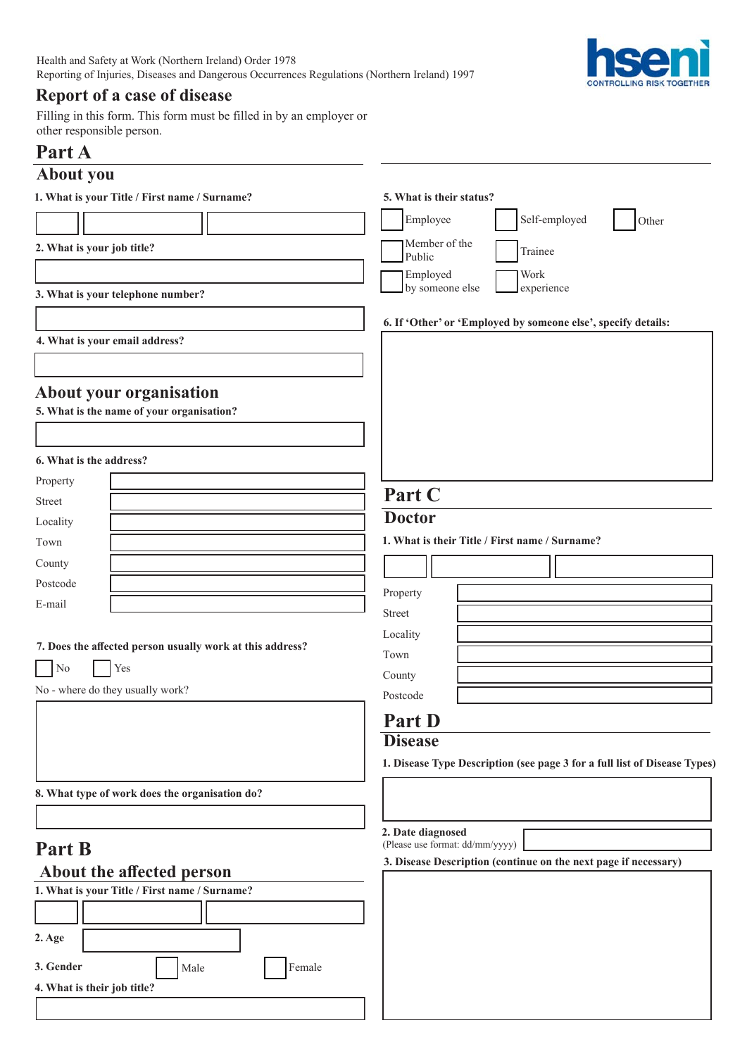Health and Safety at Work (Northern Ireland) Order 1978
Reporting of Injuries, Diseases and Dangerous Occurrences Regulations (Northern Ireland) 1997

hseni
CONTROLLING RISK TOGETHER

# Report of a case of disease

Filling in this form. This form must be filled in by an employer or other responsible person.

# Part A

## About you

**1. What is your Title / First name / Surname?**

**2. What is your job title?**

**3. What is your telephone number?**

**4. What is your email address?**

## About your organisation

**5. What is the name of your organisation?**

**6. What is the address?**

Property

Street

Locality

Town

County

Postcode

E-mail

**7. Does the affected person usually work at this address?**

☐ No ☐ Yes

No - where do they usually work?

**8. What type of work does the organisation do?**

# Part B

## About the affected person

**1. What is your Title / First name / Surname?**

**2. Age**

**3. Gender** ☐ Male ☐ Female

**4. What is their job title?**

**5. What is their status?**

☐ Employee ☐ Self-employed ☐ Other

☐ Member of the Public ☐ Trainee

☐ Employed by someone else ☐ Work experience

**6. If 'Other' or 'Employed by someone else', specify details:**

# Part C

## Doctor

**1. What is their Title / First name / Surname?**

Property

Street

Locality

Town

County

Postcode

# Part D

## Disease

**1. Disease Type Description (see page 3 for a full list of Disease Types)**

**2. Date diagnosed**
(Please use format: dd/mm/yyyy)

**3. Disease Description (continue on the next page if necessary)**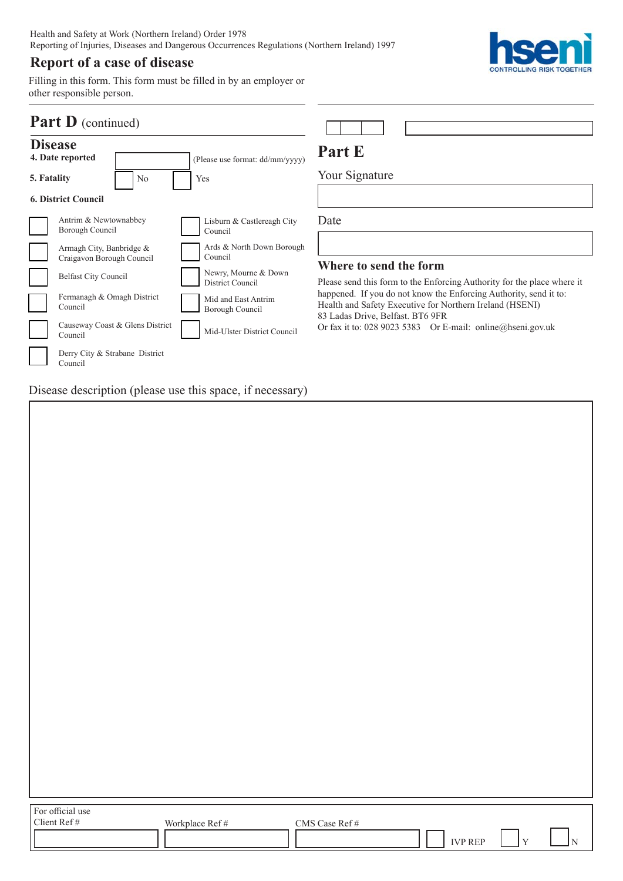Health and Safety at Work (Northern Ireland) Order 1978
Reporting of Injuries, Diseases and Dangerous Occurrences Regulations (Northern Ireland) 1997

# Report of a case of disease

Filling in this form. This form must be filled in by an employer or other responsible person.

hseni
CONTROLLING RISK TOGETHER

## Part D (continued)

### Disease

**4. Date reported** (Please use format: dd/mm/yyyy)

**5. Fatality** No Yes

**6. District Council**

- Antrim & Newtownabbey Borough Council
- Armagh City, Banbridge & Craigavon Borough Council
- Belfast City Council
- Fermanagh & Omagh District Council
- Causeway Coast & Glens District Council
- Derry City & Strabane District Council
- Lisburn & Castlereagh City Council
- Ards & North Down Borough Council
- Newry, Mourne & Down District Council
- Mid and East Antrim Borough Council
- Mid-Ulster District Council

Disease description (please use this space, if necessary)

## Part E

Your Signature

Date

### Where to send the form

Please send this form to the Enforcing Authority for the place where it happened. If you do not know the Enforcing Authority, send it to:
Health and Safety Executive for Northern Ireland (HSENI)
83 Ladas Drive, Belfast. BT6 9FR
Or fax it to: 028 9023 5383 Or E-mail: online@hseni.gov.uk

For official use

| Client Ref # | Workplace Ref # | CMS Case Ref # | IVP REP | Y | N |
|---|---|---|---|---|---|
| | | | | | |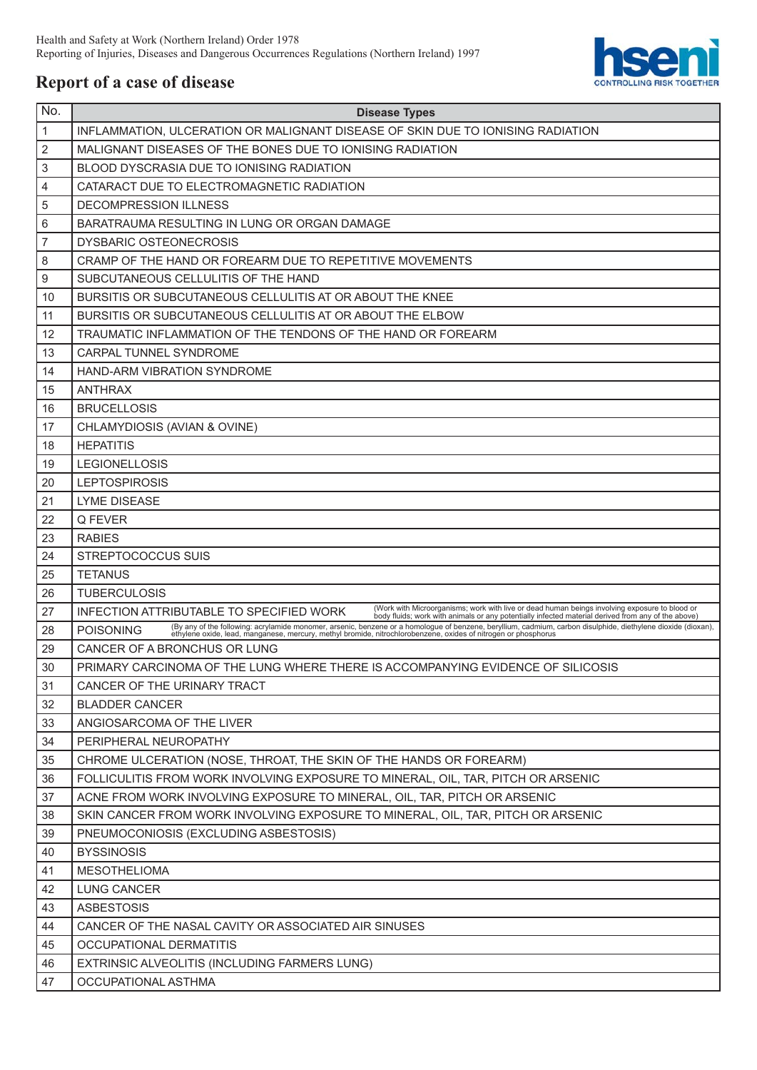Health and Safety at Work (Northern Ireland) Order 1978
Reporting of Injuries, Diseases and Dangerous Occurrences Regulations (Northern Ireland) 1997

hseni CONTROLLING RISK TOGETHER

# Report of a case of disease

| No. | Disease Types |
|---|---|
| 1 | INFLAMMATION, ULCERATION OR MALIGNANT DISEASE OF SKIN DUE TO IONISING RADIATION |
| 2 | MALIGNANT DISEASES OF THE BONES DUE TO IONISING RADIATION |
| 3 | BLOOD DYSCRASIA DUE TO IONISING RADIATION |
| 4 | CATARACT DUE TO ELECTROMAGNETIC RADIATION |
| 5 | DECOMPRESSION ILLNESS |
| 6 | BARATRAUMA RESULTING IN LUNG OR ORGAN DAMAGE |
| 7 | DYSBARIC OSTEONECROSIS |
| 8 | CRAMP OF THE HAND OR FOREARM DUE TO REPETITIVE MOVEMENTS |
| 9 | SUBCUTANEOUS CELLULITIS OF THE HAND |
| 10 | BURSITIS OR SUBCUTANEOUS CELLULITIS AT OR ABOUT THE KNEE |
| 11 | BURSITIS OR SUBCUTANEOUS CELLULITIS AT OR ABOUT THE ELBOW |
| 12 | TRAUMATIC INFLAMMATION OF THE TENDONS OF THE HAND OR FOREARM |
| 13 | CARPAL TUNNEL SYNDROME |
| 14 | HAND-ARM VIBRATION SYNDROME |
| 15 | ANTHRAX |
| 16 | BRUCELLOSIS |
| 17 | CHLAMYDIOSIS (AVIAN & OVINE) |
| 18 | HEPATITIS |
| 19 | LEGIONELLOSIS |
| 20 | LEPTOSPIROSIS |
| 21 | LYME DISEASE |
| 22 | Q FEVER |
| 23 | RABIES |
| 24 | STREPTOCOCCUS SUIS |
| 25 | TETANUS |
| 26 | TUBERCULOSIS |
| 27 | INFECTION ATTRIBUTABLE TO SPECIFIED WORK (Work with Microorganisms; work with live or dead human beings involving exposure to blood or body fluids; work with animals or any potentially infected material derived from any of the above) |
| 28 | POISONING (By any of the following: acrylamide monomer, arsenic, benzene or a homologue of benzene, beryllium, cadmium, carbon disulphide, diethylene dioxide (dioxan), ethylene oxide, lead, manganese, mercury, methyl bromide, nitrochlorobenzene, oxides of nitrogen or phosphorus |
| 29 | CANCER OF A BRONCHUS OR LUNG |
| 30 | PRIMARY CARCINOMA OF THE LUNG WHERE THERE IS ACCOMPANYING EVIDENCE OF SILICOSIS |
| 31 | CANCER OF THE URINARY TRACT |
| 32 | BLADDER CANCER |
| 33 | ANGIOSARCOMA OF THE LIVER |
| 34 | PERIPHERAL NEUROPATHY |
| 35 | CHROME ULCERATION (NOSE, THROAT, THE SKIN OF THE HANDS OR FOREARM) |
| 36 | FOLLICULITIS FROM WORK INVOLVING EXPOSURE TO MINERAL, OIL, TAR, PITCH OR ARSENIC |
| 37 | ACNE FROM WORK INVOLVING EXPOSURE TO MINERAL, OIL, TAR, PITCH OR ARSENIC |
| 38 | SKIN CANCER FROM WORK INVOLVING EXPOSURE TO MINERAL, OIL, TAR, PITCH OR ARSENIC |
| 39 | PNEUMOCONIOSIS (EXCLUDING ASBESTOSIS) |
| 40 | BYSSINOSIS |
| 41 | MESOTHELIOMA |
| 42 | LUNG CANCER |
| 43 | ASBESTOSIS |
| 44 | CANCER OF THE NASAL CAVITY OR ASSOCIATED AIR SINUSES |
| 45 | OCCUPATIONAL DERMATITIS |
| 46 | EXTRINSIC ALVEOLITIS (INCLUDING FARMERS LUNG) |
| 47 | OCCUPATIONAL ASTHMA |